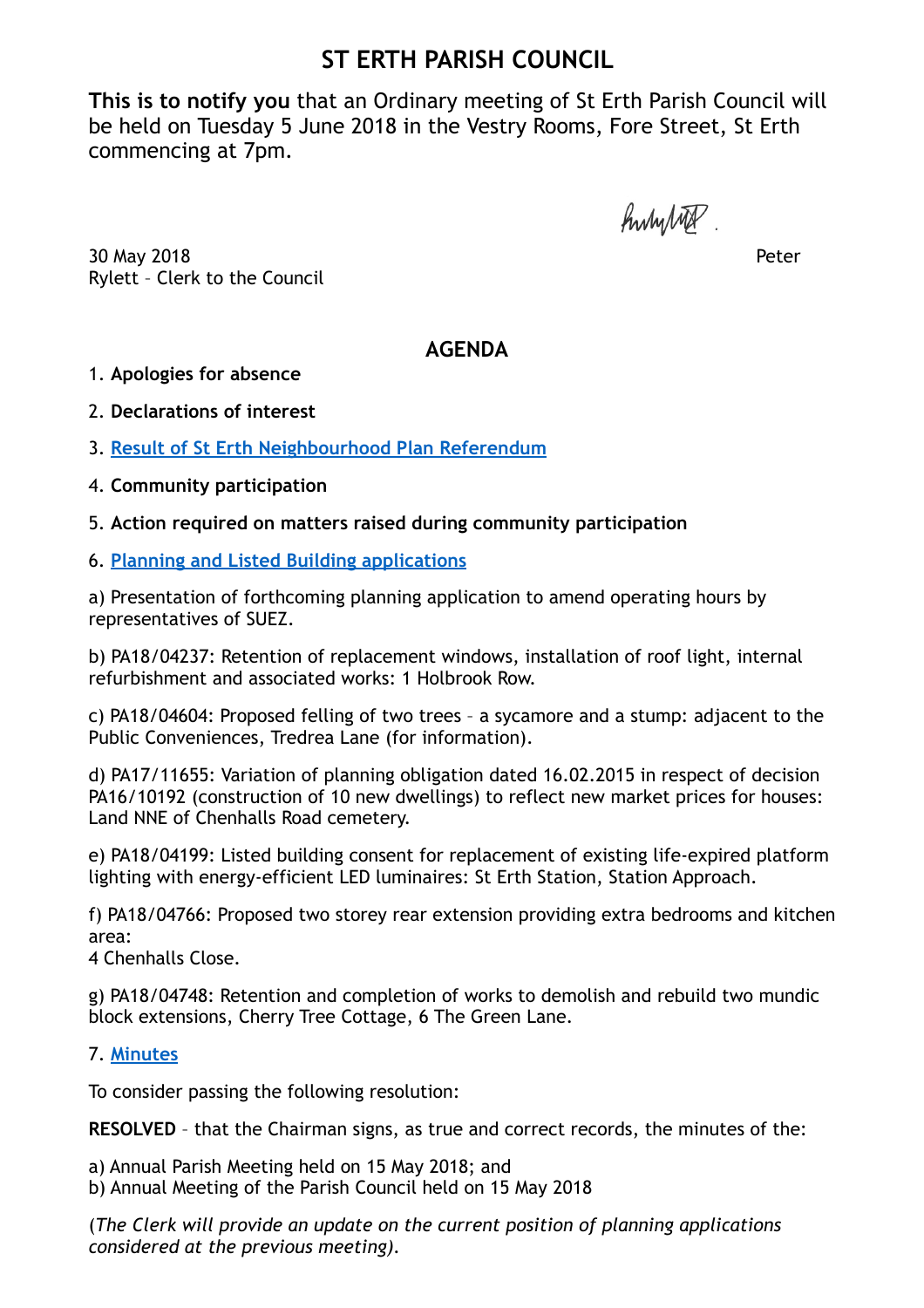# ST ERTH PARISH COUNCIL

**This is to notify you** that an Ordinary meeting of St Erth Parish Council will be held on Tuesday 5 June 2018 in the Vestry Rooms, Fore Street, St Erth commencing at 7pm.

30 May 2018 Peter Rylett – Clerk to the Council

## AGENDA

1. **Apologies for absence**
2. **Declarations of interest**
3. **Result of St Erth Neighbourhood Plan Referendum**
4. **Community participation**
5. **Action required on matters raised during community participation**
6. **Planning and Listed Building applications**

a) Presentation of forthcoming planning application to amend operating hours by representatives of SUEZ.

b) PA18/04237: Retention of replacement windows, installation of roof light, internal refurbishment and associated works: 1 Holbrook Row.

c) PA18/04604: Proposed felling of two trees – a sycamore and a stump: adjacent to the Public Conveniences, Tredrea Lane (for information).

d) PA17/11655: Variation of planning obligation dated 16.02.2015 in respect of decision PA16/10192 (construction of 10 new dwellings) to reflect new market prices for houses: Land NNE of Chenhalls Road cemetery.

e) PA18/04199: Listed building consent for replacement of existing life-expired platform lighting with energy-efficient LED luminaires: St Erth Station, Station Approach.

f) PA18/04766: Proposed two storey rear extension providing extra bedrooms and kitchen area:
4 Chenhalls Close.

g) PA18/04748: Retention and completion of works to demolish and rebuild two mundic block extensions, Cherry Tree Cottage, 6 The Green Lane.

7. **Minutes**

To consider passing the following resolution:

**RESOLVED** – that the Chairman signs, as true and correct records, the minutes of the:

a) Annual Parish Meeting held on 15 May 2018; and
b) Annual Meeting of the Parish Council held on 15 May 2018

*(The Clerk will provide an update on the current position of planning applications considered at the previous meeting).*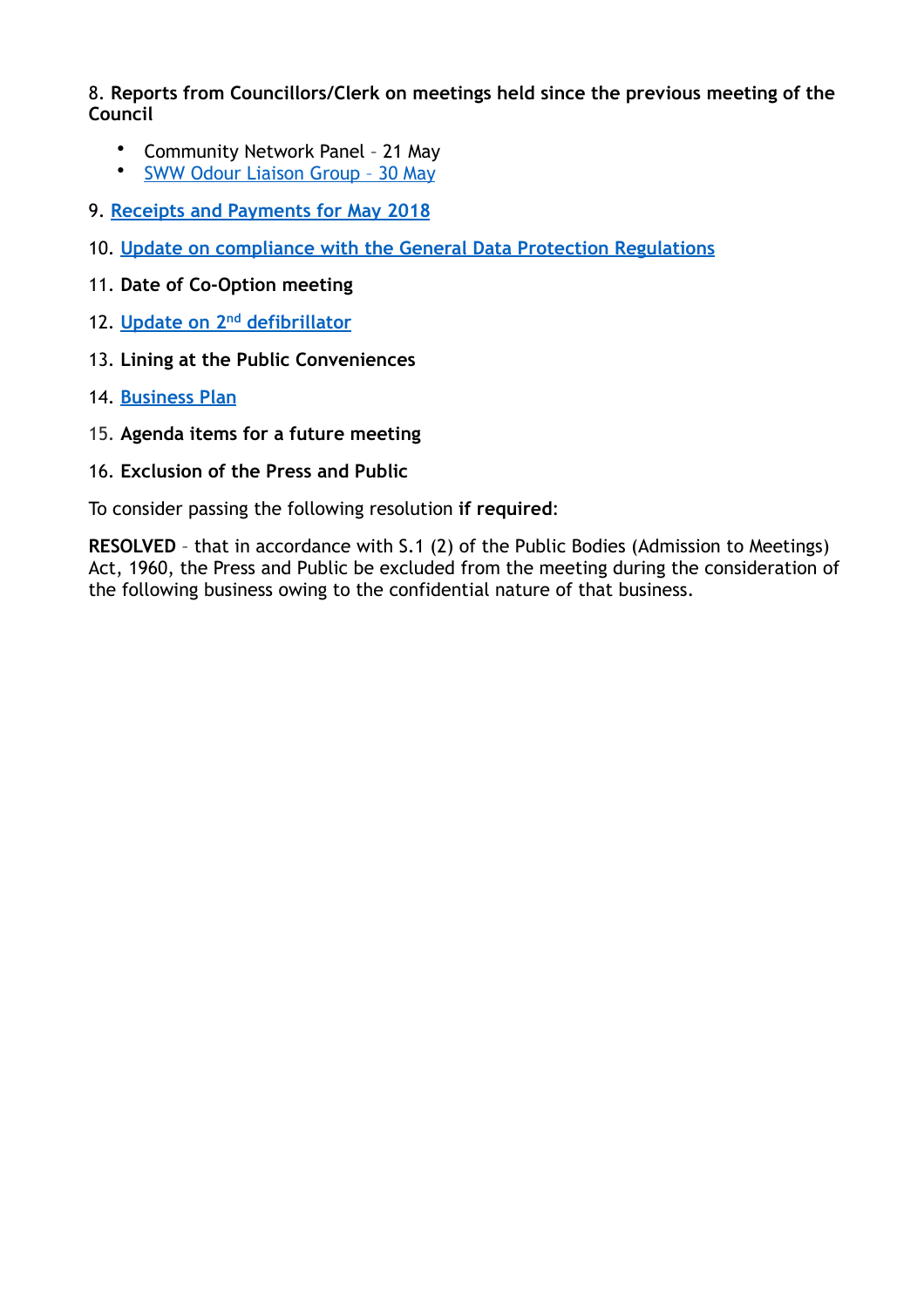8. **Reports from Councillors/Clerk on meetings held since the previous meeting of the Council**

- Community Network Panel – 21 May
- SWW Odour Liaison Group – 30 May

9. **Receipts and Payments for May 2018**

10. **Update on compliance with the General Data Protection Regulations**

11. **Date of Co-Option meeting**

12. **Update on 2nd defibrillator**

13. **Lining at the Public Conveniences**

14. **Business Plan**

15. **Agenda items for a future meeting**

16. **Exclusion of the Press and Public**

To consider passing the following resolution **if required**:

**RESOLVED** – that in accordance with S.1 (2) of the Public Bodies (Admission to Meetings) Act, 1960, the Press and Public be excluded from the meeting during the consideration of the following business owing to the confidential nature of that business.